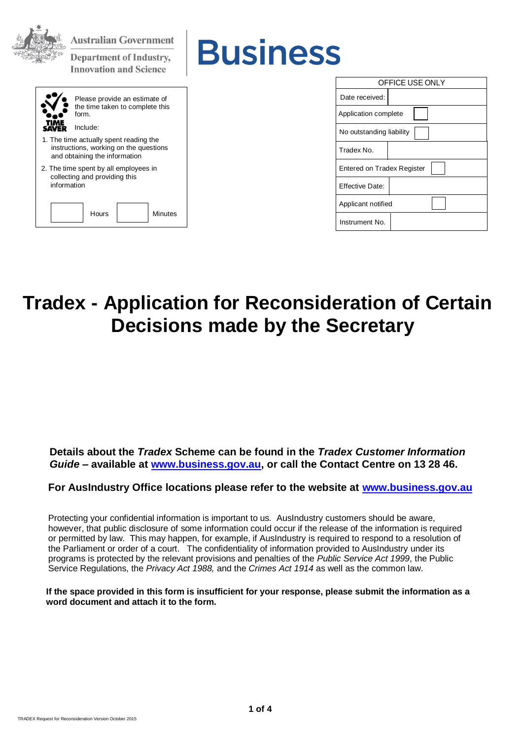Australian Government

Department of Industry, Innovation and Science

**Business**

Please provide an estimate of the time taken to complete this form.

Include:

1. The time actually spent reading the instructions, working on the questions and obtaining the information
2. The time spent by all employees in collecting and providing this information

| | Hours | | Minutes |
|---|---|---|---|

| OFFICE USE ONLY | |
|---|---|
| Date received: | |
| Application complete | ☐ |
| No outstanding liability | ☐ |
| Tradex No. | |
| Entered on Tradex Register | ☐ |
| Effective Date: | |
| Applicant notified | ☐ |
| Instrument No. | |

# Tradex - Application for Reconsideration of Certain Decisions made by the Secretary

**Details about the *Tradex* Scheme can be found in the *Tradex Customer Information Guide* – available at [www.business.gov.au](http://www.business.gov.au), or call the Contact Centre on 13 28 46.**

**For AusIndustry Office locations please refer to the website at [www.business.gov.au](http://www.business.gov.au)**

Protecting your confidential information is important to us. AusIndustry customers should be aware, however, that public disclosure of some information could occur if the release of the information is required or permitted by law. This may happen, for example, if AusIndustry is required to respond to a resolution of the Parliament or order of a court. The confidentiality of information provided to AusIndustry under its programs is protected by the relevant provisions and penalties of the *Public Service Act 1999*, the Public Service Regulations, the *Privacy Act 1988,* and the *Crimes Act 1914* as well as the common law.

**If the space provided in this form is insufficient for your response, please submit the information as a word document and attach it to the form.**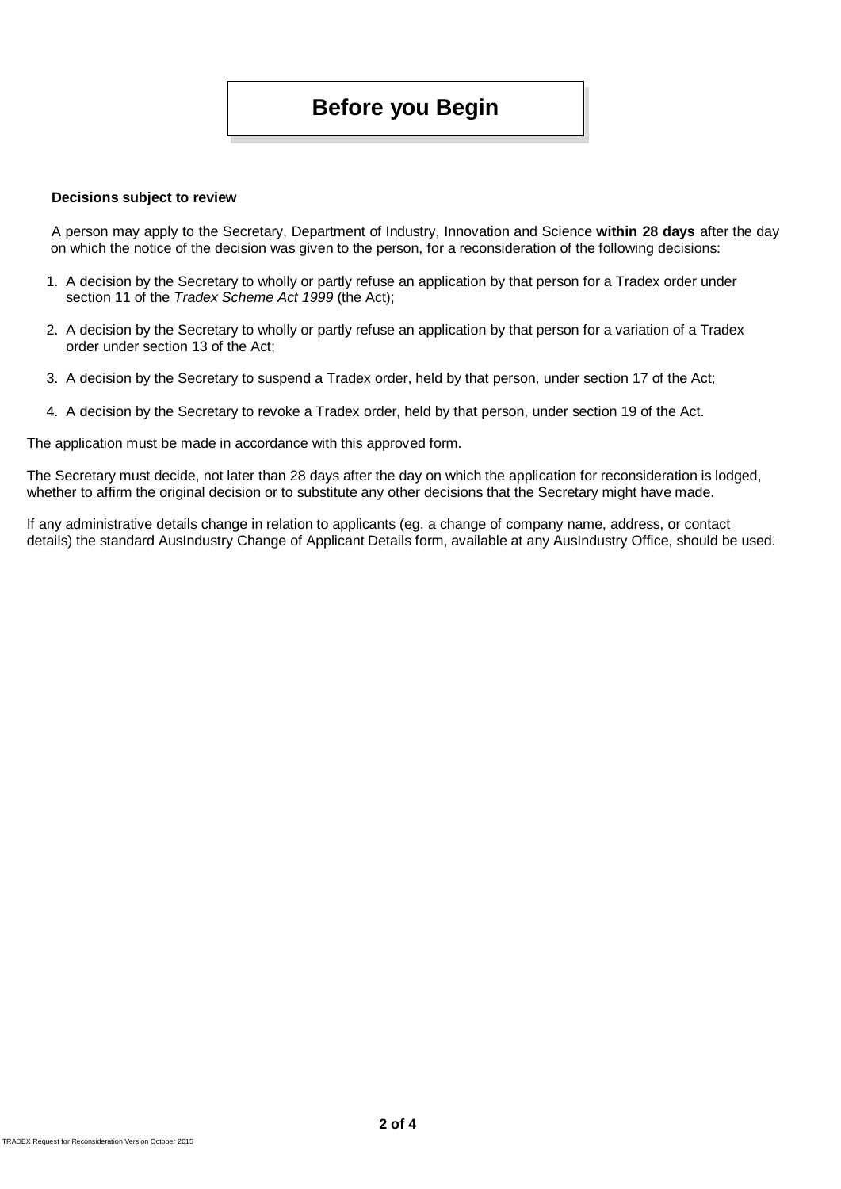# Before you Begin

**Decisions subject to review**

A person may apply to the Secretary, Department of Industry, Innovation and Science **within 28 days** after the day on which the notice of the decision was given to the person, for a reconsideration of the following decisions:

1. A decision by the Secretary to wholly or partly refuse an application by that person for a Tradex order under section 11 of the *Tradex Scheme Act 1999* (the Act);
2. A decision by the Secretary to wholly or partly refuse an application by that person for a variation of a Tradex order under section 13 of the Act;
3. A decision by the Secretary to suspend a Tradex order, held by that person, under section 17 of the Act;
4. A decision by the Secretary to revoke a Tradex order, held by that person, under section 19 of the Act.

The application must be made in accordance with this approved form.

The Secretary must decide, not later than 28 days after the day on which the application for reconsideration is lodged, whether to affirm the original decision or to substitute any other decisions that the Secretary might have made.

If any administrative details change in relation to applicants (eg. a change of company name, address, or contact details) the standard AusIndustry Change of Applicant Details form, available at any AusIndustry Office, should be used.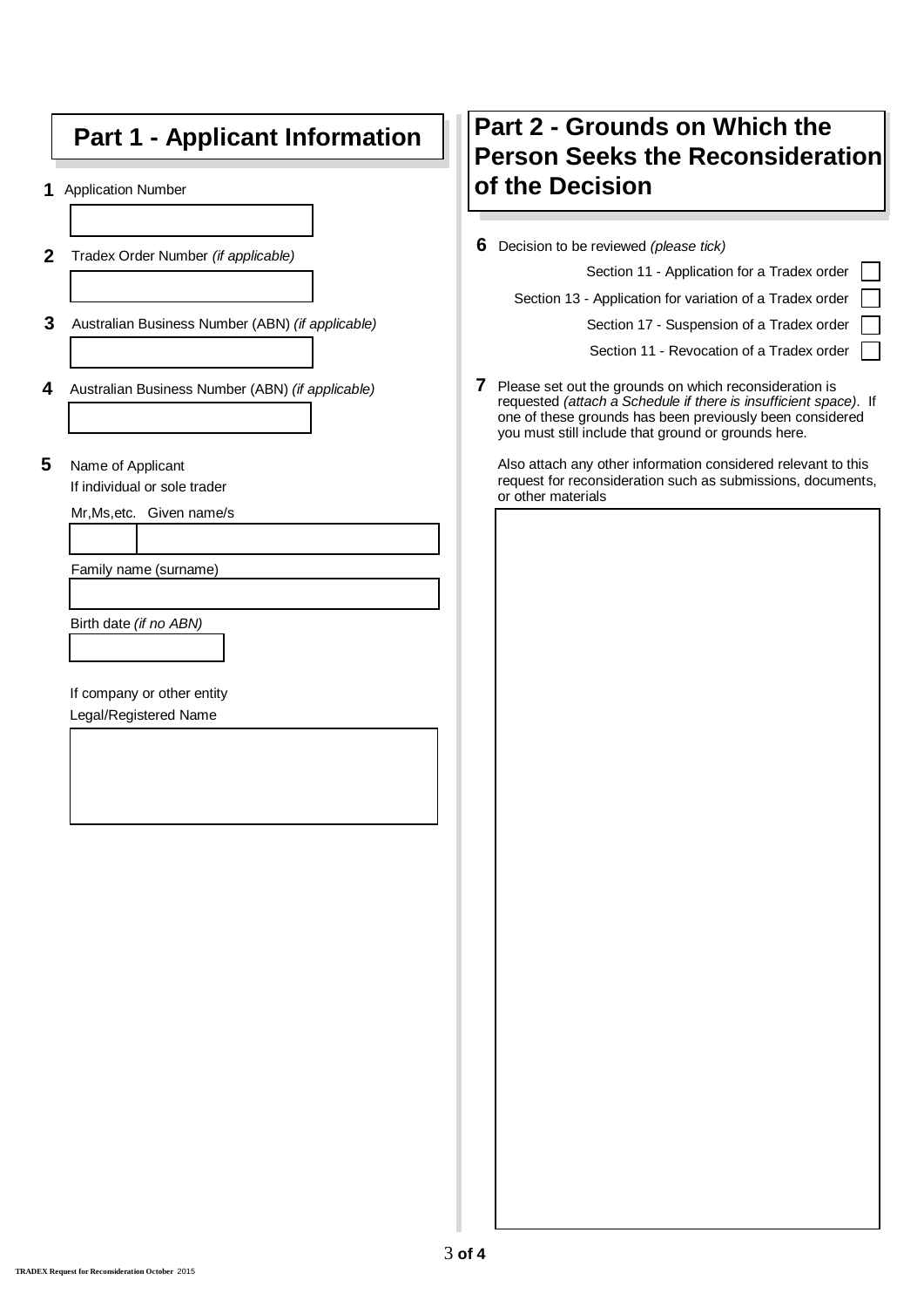## Part 1 - Applicant Information

**1** Application Number

**2** Tradex Order Number *(if applicable)*

**3** Australian Business Number (ABN) *(if applicable)*

**4** Australian Business Number (ABN) *(if applicable)*

**5** Name of Applicant

If individual or sole trader

Mr,Ms,etc. Given name/s

Family name (surname)

Birth date *(if no ABN)*

If company or other entity

Legal/Registered Name

## Part 2 - Grounds on Which the Person Seeks the Reconsideration of the Decision

**6** Decision to be reviewed *(please tick)*

- Section 11 - Application for a Tradex order ☐
- Section 13 - Application for variation of a Tradex order ☐
- Section 17 - Suspension of a Tradex order ☐
- Section 11 - Revocation of a Tradex order ☐

**7** Please set out the grounds on which reconsideration is requested *(attach a Schedule if there is insufficient space)*. If one of these grounds has been previously been considered you must still include that ground or grounds here.

Also attach any other information considered relevant to this request for reconsideration such as submissions, documents, or other materials

TRADEX Request for Reconsideration October 2015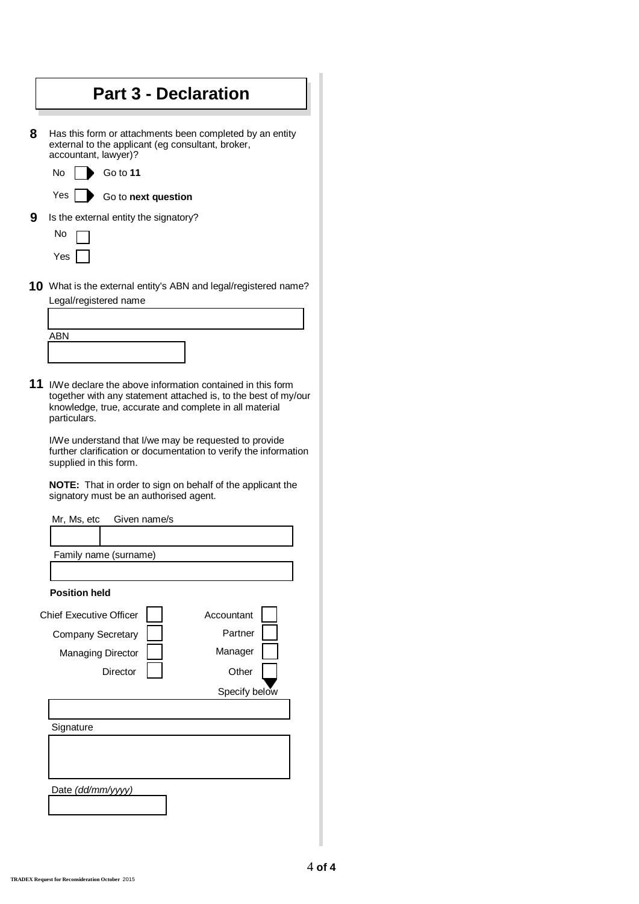# Part 3 - Declaration

**8** Has this form or attachments been completed by an entity external to the applicant (eg consultant, broker, accountant, lawyer)?

No ☐ Go to **11**

Yes ☐ Go to **next question**

**9** Is the external entity the signatory?

No ☐

Yes ☐

**10** What is the external entity's ABN and legal/registered name?

Legal/registered name

ABN

**11** I/We declare the above information contained in this form together with any statement attached is, to the best of my/our knowledge, true, accurate and complete in all material particulars.

I/We understand that I/we may be requested to provide further clarification or documentation to verify the information supplied in this form.

**NOTE:** That in order to sign on behalf of the applicant the signatory must be an authorised agent.

Mr, Ms, etc Given name/s

Family name (surname)

**Position held**

Chief Executive Officer ☐ Accountant ☐

Company Secretary ☐ Partner ☐

Managing Director ☐ Manager ☐

Director ☐ Other ☐

Specify below

Signature

Date *(dd/mm/yyyy)*

TRADEX Request for Reconsideration October 2015